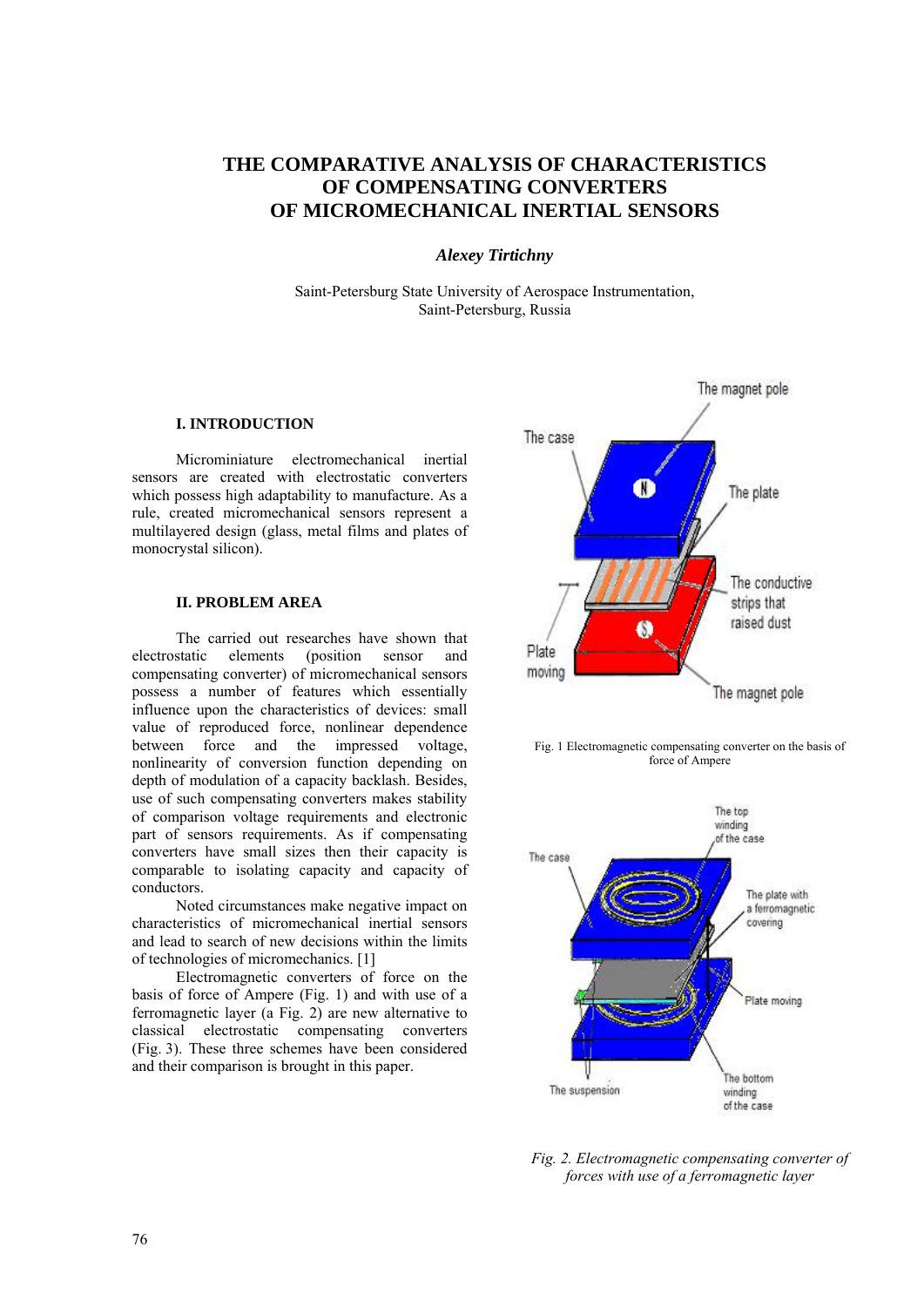# THE COMPARATIVE ANALYSIS OF CHARACTERISTICS OF COMPENSATING CONVERTERS OF MICROMECHANICAL INERTIAL SENSORS

***Alexey Tirtichny***

Saint-Petersburg State University of Aerospace Instrumentation,
Saint-Petersburg, Russia

## I. INTRODUCTION

Microminiature electromechanical inertial sensors are created with electrostatic converters which possess high adaptability to manufacture. As a rule, created micromechanical sensors represent a multilayered design (glass, metal films and plates of monocrystal silicon).

## II. PROBLEM AREA

The carried out researches have shown that electrostatic elements (position sensor and compensating converter) of micromechanical sensors possess a number of features which essentially influence upon the characteristics of devices: small value of reproduced force, nonlinear dependence between force and the impressed voltage, nonlinearity of conversion function depending on depth of modulation of a capacity backlash. Besides, use of such compensating converters makes stability of comparison voltage requirements and electronic part of sensors requirements. As if compensating converters have small sizes then their capacity is comparable to isolating capacity and capacity of conductors.

Noted circumstances make negative impact on characteristics of micromechanical inertial sensors and lead to search of new decisions within the limits of technologies of micromechanics. [1]

Electromagnetic converters of force on the basis of force of Ampere (Fig. 1) and with use of a ferromagnetic layer (a Fig. 2) are new alternative to classical electrostatic compensating converters (Fig. 3). These three schemes have been considered and their comparison is brought in this paper.

The magnet pole
The case
The plate
The conductive strips that raised dust
Plate moving
The magnet pole

Fig. 1 Electromagnetic compensating converter on the basis of force of Ampere

The top winding of the case
The case
The plate with a ferromagnetic covering
Plate moving
The suspension
The bottom winding of the case

*Fig. 2. Electromagnetic compensating converter of forces with use of a ferromagnetic layer*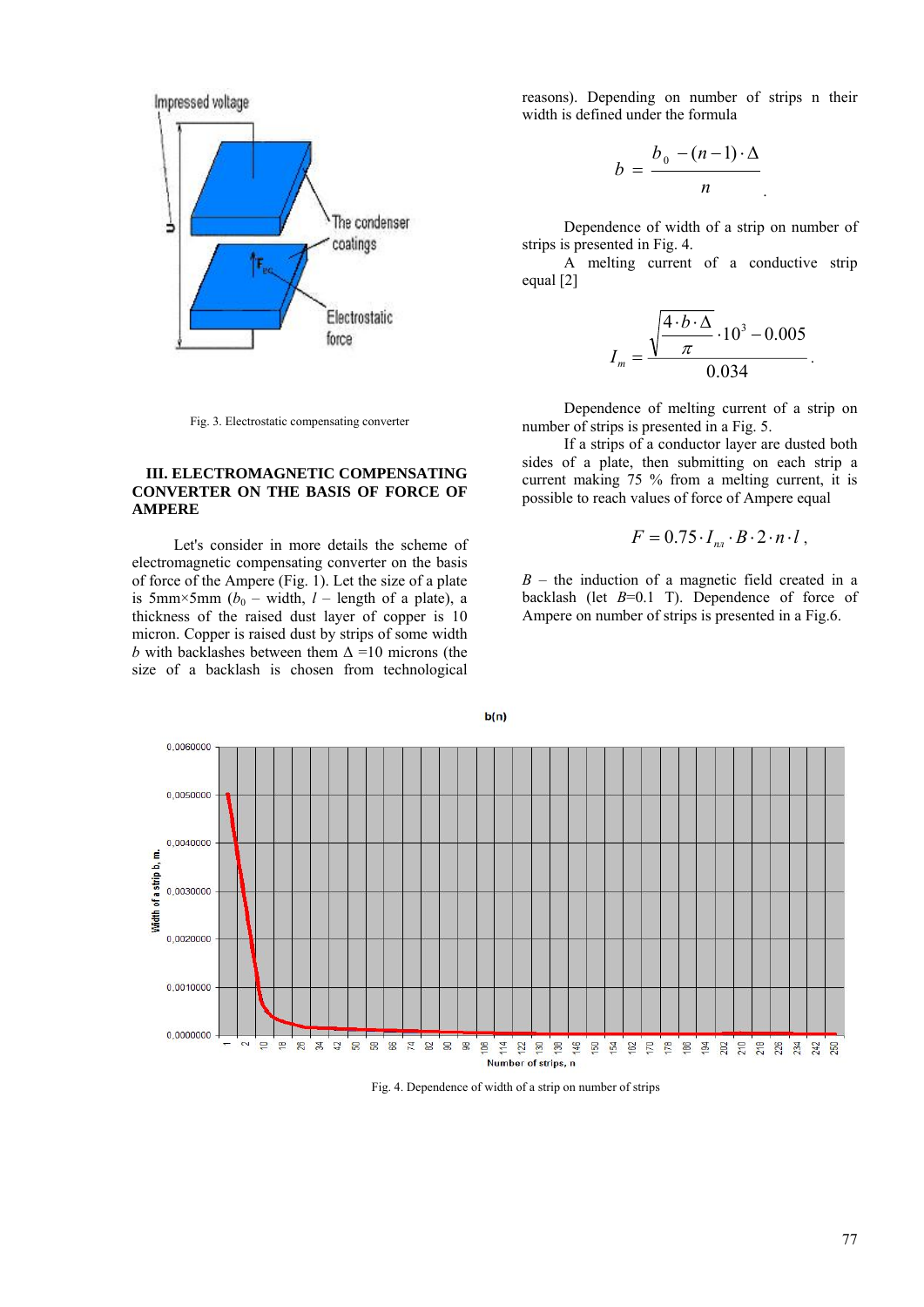Impressed voltage

U

The condenser coatings

$F_{EC}$

Electrostatic force

Fig. 3. Electrostatic compensating converter

## III. ELECTROMAGNETIC COMPENSATING CONVERTER ON THE BASIS OF FORCE OF AMPERE

Let's consider in more details the scheme of electromagnetic compensating converter on the basis of force of the Ampere (Fig. 1). Let the size of a plate is 5mm×5mm ($b_0$ – width, $l$ – length of a plate), a thickness of the raised dust layer of copper is 10 micron. Copper is raised dust by strips of some width $b$ with backlashes between them $\Delta$ =10 microns (the size of a backlash is chosen from technological reasons). Depending on number of strips n their width is defined under the formula

$$b = \frac{b_0 - (n-1)\cdot\Delta}{n}.$$

Dependence of width of a strip on number of strips is presented in Fig. 4.

A melting current of a conductive strip equal [2]

$$I_m = \frac{\sqrt{\dfrac{4\cdot b\cdot\Delta}{\pi}}\cdot 10^3 - 0.005}{0.034}.$$

Dependence of melting current of a strip on number of strips is presented in a Fig. 5.

If a strips of a conductor layer are dusted both sides of a plate, then submitting on each strip a current making 75 % from a melting current, it is possible to reach values of force of Ampere equal

$$F = 0.75\cdot I_{nл}\cdot B\cdot 2\cdot n\cdot l,$$

$B$ – the induction of a magnetic field created in a backlash (let $B$=0.1 T). Dependence of force of Ampere on number of strips is presented in a Fig.6.

b(n)

Width of a strip b, m.

0,0060000
0,0050000
0,0040000
0,0030000
0,0020000
0,0010000
0,0000000

1 2 10 18 26 34 42 50 58 66 74 82 90 98 106 114 122 130 138 146 150 154 162 170 178 186 194 202 210 218 226 234 242 250

Number of strips, n

Fig. 4. Dependence of width of a strip on number of strips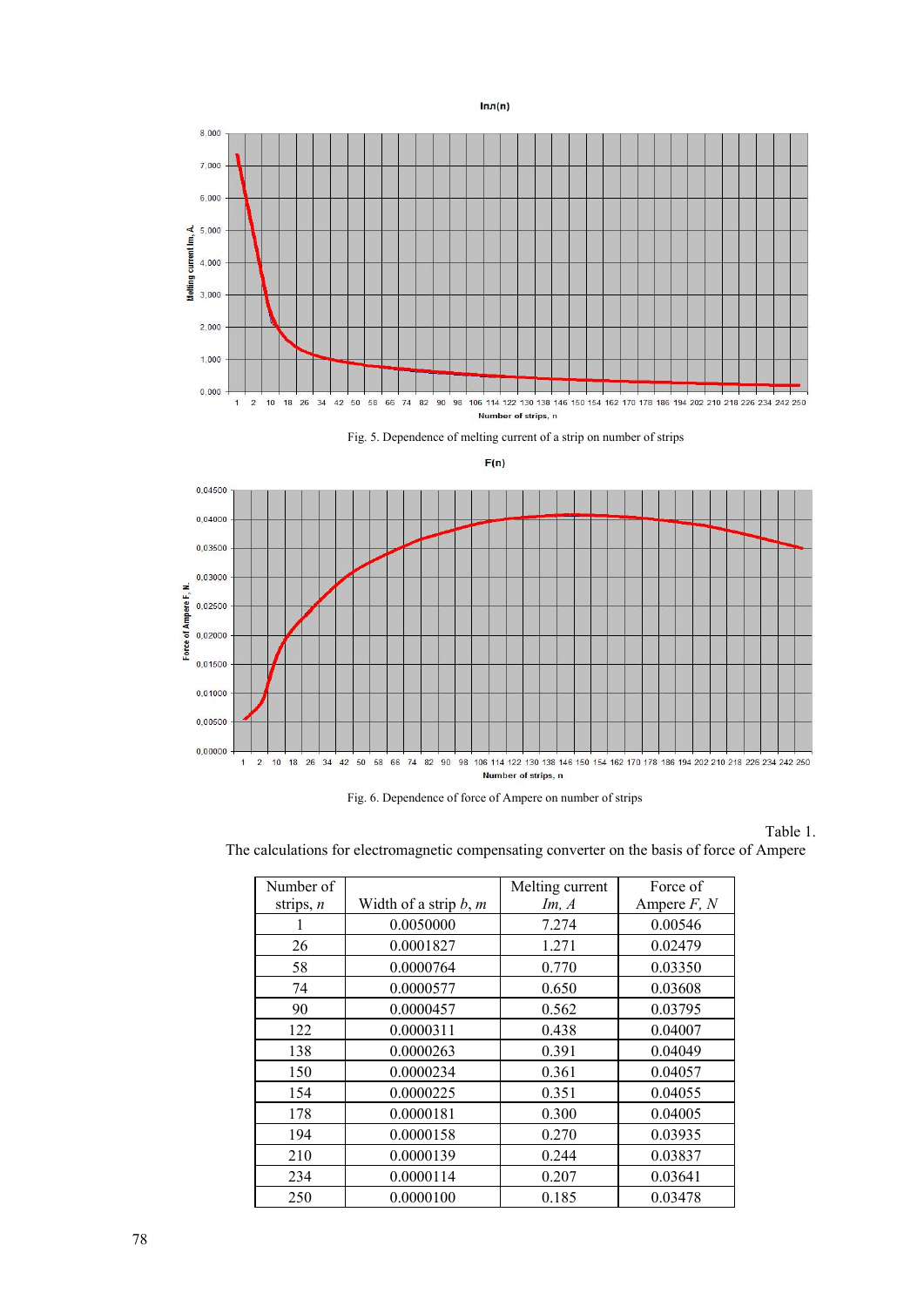Iпл(n)

Melting current Im, A

8,000
7,000
6,000
5,000
4,000
3,000
2,000
1,000
0,000

1 2 10 18 26 34 42 50 58 66 74 82 90 98 106 114 122 130 138 146 150 154 162 170 178 186 194 202 210 218 226 234 242 250

Number of strips, n

Fig. 5. Dependence of melting current of a strip on number of strips

F(n)

Force of Ampere F, N.

0,04500
0,04000
0,03500
0,03000
0,02500
0,02000
0,01500
0,01000
0,00500
0,00000

1 2 10 18 26 34 42 50 58 66 74 82 90 98 106 114 122 130 138 146 150 154 162 170 178 186 194 202 210 218 226 234 242 250

Number of strips, n

Fig. 6. Dependence of force of Ampere on number of strips

Table 1.

The calculations for electromagnetic compensating converter on the basis of force of Ampere

| Number of strips, *n* | Width of a strip *b*, *m* | Melting current *Im, A* | Force of Ampere *F, N* |
|---|---|---|---|
| 1 | 0.0050000 | 7.274 | 0.00546 |
| 26 | 0.0001827 | 1.271 | 0.02479 |
| 58 | 0.0000764 | 0.770 | 0.03350 |
| 74 | 0.0000577 | 0.650 | 0.03608 |
| 90 | 0.0000457 | 0.562 | 0.03795 |
| 122 | 0.0000311 | 0.438 | 0.04007 |
| 138 | 0.0000263 | 0.391 | 0.04049 |
| 150 | 0.0000234 | 0.361 | 0.04057 |
| 154 | 0.0000225 | 0.351 | 0.04055 |
| 178 | 0.0000181 | 0.300 | 0.04005 |
| 194 | 0.0000158 | 0.270 | 0.03935 |
| 210 | 0.0000139 | 0.244 | 0.03837 |
| 234 | 0.0000114 | 0.207 | 0.03641 |
| 250 | 0.0000100 | 0.185 | 0.03478 |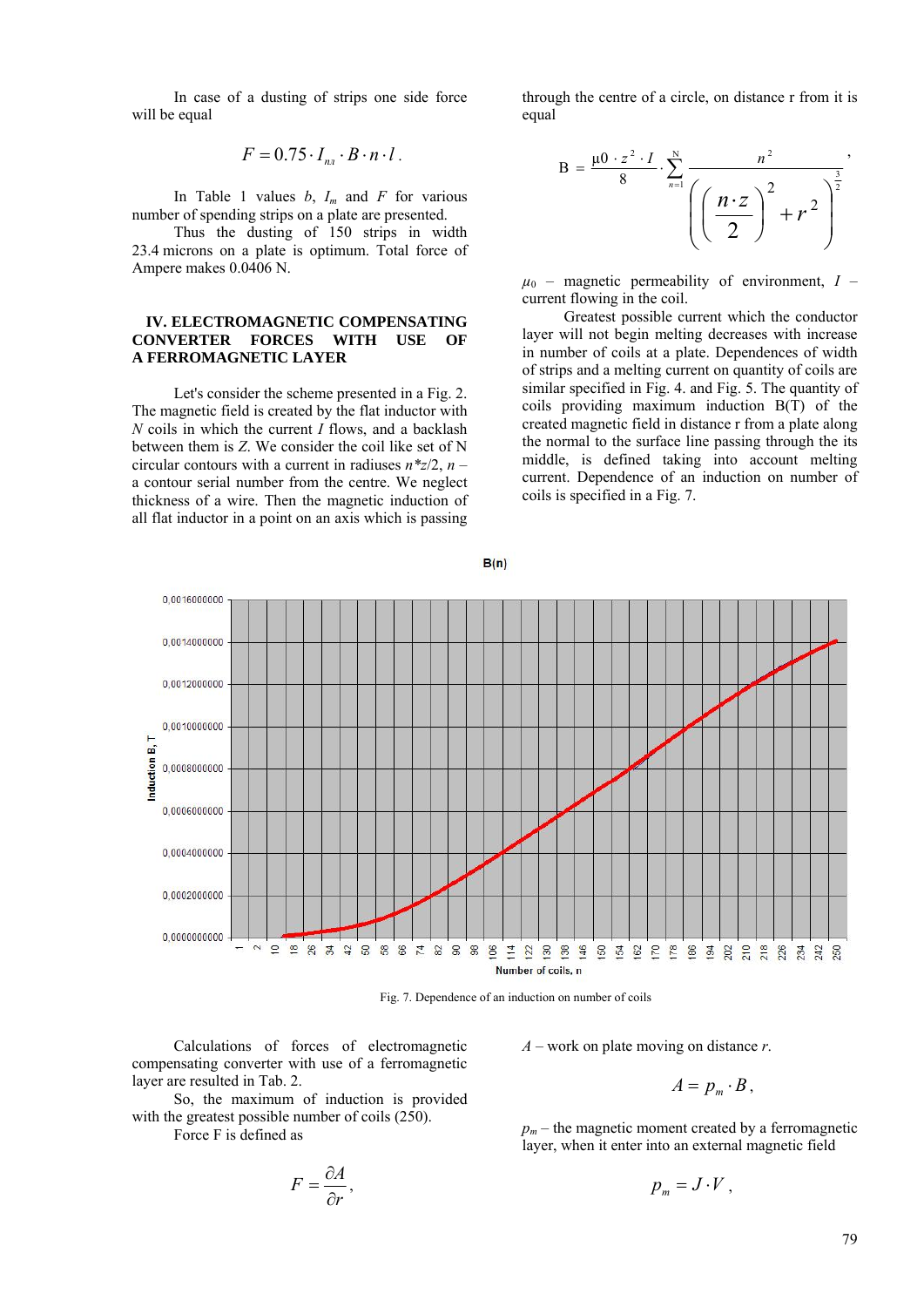In case of a dusting of strips one side force will be equal

$$F = 0.75 \cdot I_{пл} \cdot B \cdot n \cdot l\,.$$

In Table 1 values $b$, $I_m$ and $F$ for various number of spending strips on a plate are presented.

Thus the dusting of 150 strips in width 23.4 microns on a plate is optimum. Total force of Ampere makes 0.0406 N.

## IV. ELECTROMAGNETIC COMPENSATING CONVERTER FORCES WITH USE OF A FERROMAGNETIC LAYER

Let's consider the scheme presented in a Fig. 2. The magnetic field is created by the flat inductor with $N$ coils in which the current $I$ flows, and a backlash between them is $Z$. We consider the coil like set of N circular contours with a current in radiuses $n*z/2$, $n$ – a contour serial number from the centre. We neglect thickness of a wire. Then the magnetic induction of all flat inductor in a point on an axis which is passing through the centre of a circle, on distance r from it is equal

$$B = \frac{\mu 0 \cdot z^2 \cdot I}{8} \cdot \sum_{n=1}^{N} \frac{n^2}{\left(\left(\frac{n \cdot z}{2}\right)^2 + r^2\right)^{\frac{3}{2}}},$$

$\mu_0$ – magnetic permeability of environment, $I$ – current flowing in the coil.

Greatest possible current which the conductor layer will not begin melting decreases with increase in number of coils at a plate. Dependences of width of strips and a melting current on quantity of coils are similar specified in Fig. 4. and Fig. 5. The quantity of coils providing maximum induction B(T) of the created magnetic field in distance r from a plate along the normal to the surface line passing through the its middle, is defined taking into account melting current. Dependence of an induction on number of coils is specified in a Fig. 7.

B(n)

Induction B, T

0,0016000000
0,0014000000
0,0012000000
0,0010000000
0,0008000000
0,0006000000
0,0004000000
0,0002000000
0,0000000000

1 2 10 18 26 34 42 50 58 66 74 82 90 98 106 114 122 130 138 146 154 162 170 178 186 194 202 210 218 226 234 242 250

Number of coils, n

Fig. 7. Dependence of an induction on number of coils

Calculations of forces of electromagnetic compensating converter with use of a ferromagnetic layer are resulted in Tab. 2.

So, the maximum of induction is provided with the greatest possible number of coils (250).

Force F is defined as

$$F = \frac{\partial A}{\partial r},$$

$A$ – work on plate moving on distance $r$.

$$A = p_m \cdot B\,,$$

$p_m$ – the magnetic moment created by a ferromagnetic layer, when it enter into an external magnetic field

$$p_m = J \cdot V\,,$$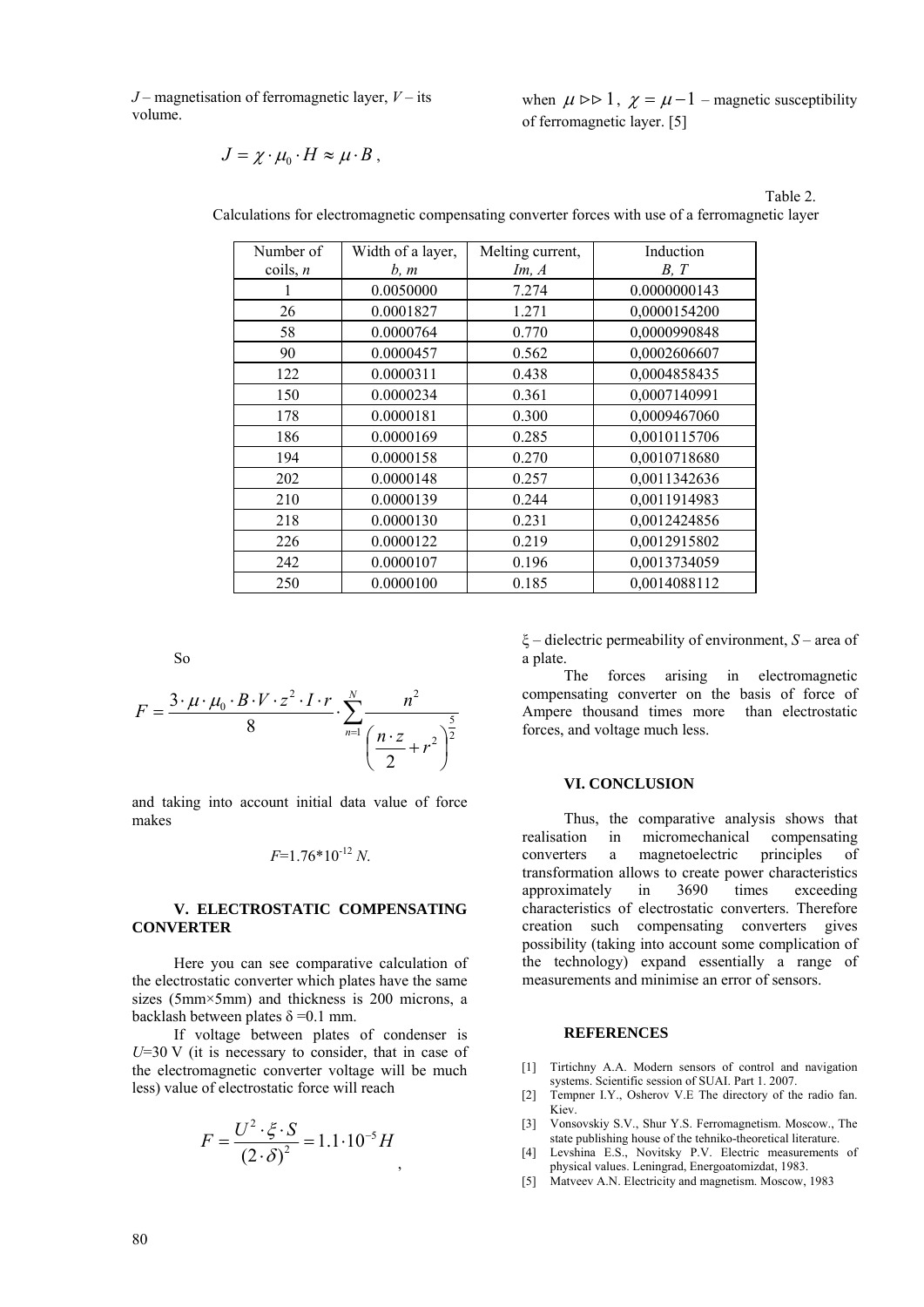$J$ – magnetisation of ferromagnetic layer, $V$ – its volume.

$$J = \chi \cdot \mu_0 \cdot H \approx \mu \cdot B\,,$$

when $\mu \rhd\rhd 1$, $\chi = \mu - 1$ – magnetic susceptibility of ferromagnetic layer. [5]

Table 2.
Calculations for electromagnetic compensating converter forces with use of a ferromagnetic layer

| Number of coils, *n* | Width of a layer, *b, m* | Melting current, *Im, A* | Induction *B, T* |
|---|---|---|---|
| 1 | 0.0050000 | 7.274 | 0.0000000143 |
| 26 | 0.0001827 | 1.271 | 0,0000154200 |
| 58 | 0.0000764 | 0.770 | 0,0000990848 |
| 90 | 0.0000457 | 0.562 | 0,0002606607 |
| 122 | 0.0000311 | 0.438 | 0,0004858435 |
| 150 | 0.0000234 | 0.361 | 0,0007140991 |
| 178 | 0.0000181 | 0.300 | 0,0009467060 |
| 186 | 0.0000169 | 0.285 | 0,0010115706 |
| 194 | 0.0000158 | 0.270 | 0,0010718680 |
| 202 | 0.0000148 | 0.257 | 0,0011342636 |
| 210 | 0.0000139 | 0.244 | 0,0011914983 |
| 218 | 0.0000130 | 0.231 | 0,0012424856 |
| 226 | 0.0000122 | 0.219 | 0,0012915802 |
| 242 | 0.0000107 | 0.196 | 0,0013734059 |
| 250 | 0.0000100 | 0.185 | 0,0014088112 |

So

$$F = \frac{3 \cdot \mu \cdot \mu_0 \cdot B \cdot V \cdot z^2 \cdot I \cdot r}{8} \cdot \sum_{n=1}^{N} \frac{n^2}{\left(\dfrac{n \cdot z}{2} + r^2\right)^{\frac{5}{2}}}$$

and taking into account initial data value of force makes

$$F = 1.76 \cdot 10^{-12}\ N.$$

## V. ELECTROSTATIC COMPENSATING CONVERTER

Here you can see comparative calculation of the electrostatic converter which plates have the same sizes (5mm×5mm) and thickness is 200 microns, a backlash between plates $\delta = 0.1$ mm.

If voltage between plates of condenser is $U$=30 V (it is necessary to consider, that in case of the electromagnetic converter voltage will be much less) value of electrostatic force will reach

$$F = \frac{U^2 \cdot \xi \cdot S}{(2 \cdot \delta)^2} = 1.1 \cdot 10^{-5} H\,,$$

$\xi$ – dielectric permeability of environment, $S$ – area of a plate.

The forces arising in electromagnetic compensating converter on the basis of force of Ampere thousand times more than electrostatic forces, and voltage much less.

## VI. CONCLUSION

Thus, the comparative analysis shows that realisation in micromechanical compensating converters a magnetoelectric principles of transformation allows to create power characteristics approximately in 3690 times exceeding characteristics of electrostatic converters. Therefore creation such compensating converters gives possibility (taking into account some complication of the technology) expand essentially a range of measurements and minimise an error of sensors.

## REFERENCES

[1] Tirtichny A.A. Modern sensors of control and navigation systems. Scientific session of SUAI. Part 1. 2007.

[2] Tempner I.Y., Osherov V.E The directory of the radio fan. Kiev.

[3] Vonsovskiy S.V., Shur Y.S. Ferromagnetism. Moscow., The state publishing house of the tehniko-theoretical literature.

[4] Levshina E.S., Novitsky P.V. Electric measurements of physical values. Leningrad, Energoatomizdat, 1983.

[5] Matveev A.N. Electricity and magnetism. Moscow, 1983